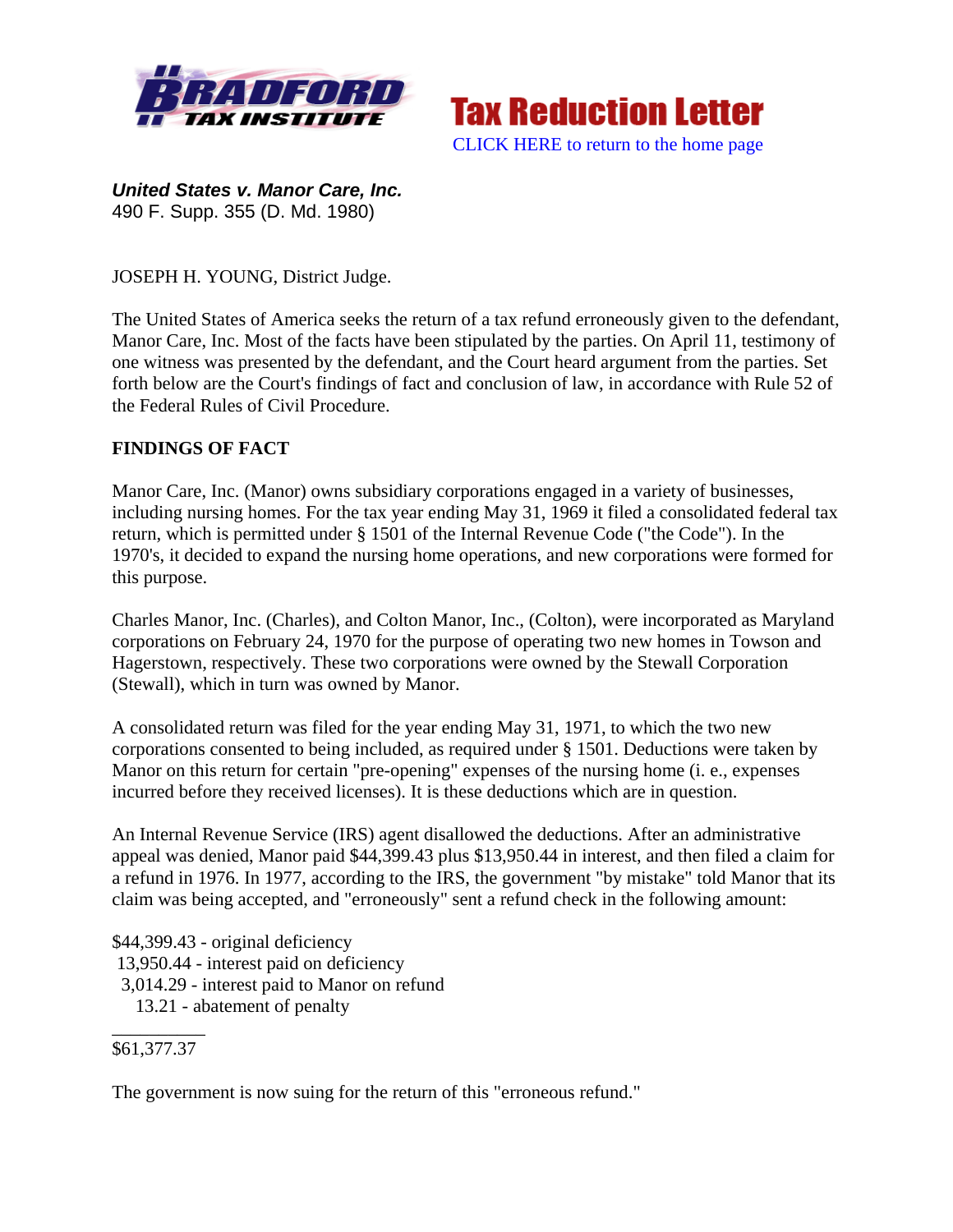Tax Reduction Letter

CLICK HERE to return to the home page

***United States v. Manor Care, Inc.***
490 F. Supp. 355 (D. Md. 1980)

JOSEPH H. YOUNG, District Judge.

The United States of America seeks the return of a tax refund erroneously given to the defendant, Manor Care, Inc. Most of the facts have been stipulated by the parties. On April 11, testimony of one witness was presented by the defendant, and the Court heard argument from the parties. Set forth below are the Court's findings of fact and conclusion of law, in accordance with Rule 52 of the Federal Rules of Civil Procedure.

**FINDINGS OF FACT**

Manor Care, Inc. (Manor) owns subsidiary corporations engaged in a variety of businesses, including nursing homes. For the tax year ending May 31, 1969 it filed a consolidated federal tax return, which is permitted under § 1501 of the Internal Revenue Code ("the Code"). In the 1970's, it decided to expand the nursing home operations, and new corporations were formed for this purpose.

Charles Manor, Inc. (Charles), and Colton Manor, Inc., (Colton), were incorporated as Maryland corporations on February 24, 1970 for the purpose of operating two new homes in Towson and Hagerstown, respectively. These two corporations were owned by the Stewall Corporation (Stewall), which in turn was owned by Manor.

A consolidated return was filed for the year ending May 31, 1971, to which the two new corporations consented to being included, as required under § 1501. Deductions were taken by Manor on this return for certain "pre-opening" expenses of the nursing home (i. e., expenses incurred before they received licenses). It is these deductions which are in question.

An Internal Revenue Service (IRS) agent disallowed the deductions. After an administrative appeal was denied, Manor paid $44,399.43 plus $13,950.44 in interest, and then filed a claim for a refund in 1976. In 1977, according to the IRS, the government "by mistake" told Manor that its claim was being accepted, and "erroneously" sent a refund check in the following amount:

$44,399.43 - original deficiency
13,950.44 - interest paid on deficiency
3,014.29 - interest paid to Manor on refund
13.21 - abatement of penalty
__________
$61,377.37

The government is now suing for the return of this "erroneous refund."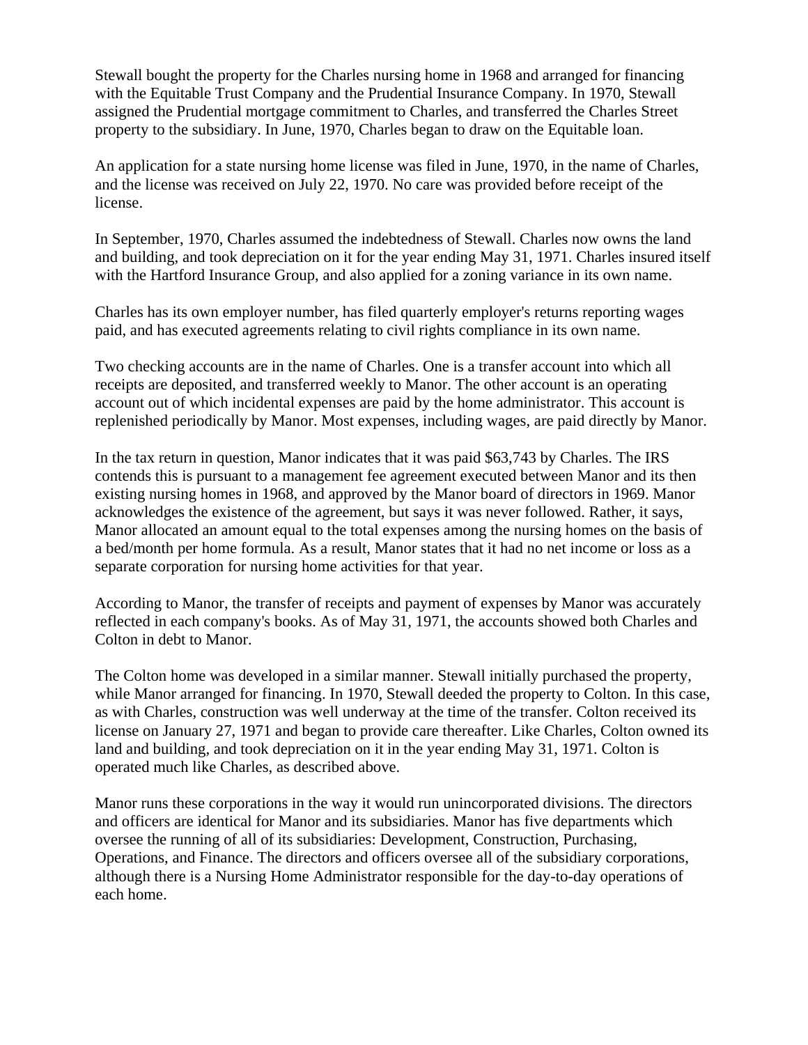Stewall bought the property for the Charles nursing home in 1968 and arranged for financing with the Equitable Trust Company and the Prudential Insurance Company. In 1970, Stewall assigned the Prudential mortgage commitment to Charles, and transferred the Charles Street property to the subsidiary. In June, 1970, Charles began to draw on the Equitable loan.

An application for a state nursing home license was filed in June, 1970, in the name of Charles, and the license was received on July 22, 1970. No care was provided before receipt of the license.

In September, 1970, Charles assumed the indebtedness of Stewall. Charles now owns the land and building, and took depreciation on it for the year ending May 31, 1971. Charles insured itself with the Hartford Insurance Group, and also applied for a zoning variance in its own name.

Charles has its own employer number, has filed quarterly employer's returns reporting wages paid, and has executed agreements relating to civil rights compliance in its own name.

Two checking accounts are in the name of Charles. One is a transfer account into which all receipts are deposited, and transferred weekly to Manor. The other account is an operating account out of which incidental expenses are paid by the home administrator. This account is replenished periodically by Manor. Most expenses, including wages, are paid directly by Manor.

In the tax return in question, Manor indicates that it was paid $63,743 by Charles. The IRS contends this is pursuant to a management fee agreement executed between Manor and its then existing nursing homes in 1968, and approved by the Manor board of directors in 1969. Manor acknowledges the existence of the agreement, but says it was never followed. Rather, it says, Manor allocated an amount equal to the total expenses among the nursing homes on the basis of a bed/month per home formula. As a result, Manor states that it had no net income or loss as a separate corporation for nursing home activities for that year.

According to Manor, the transfer of receipts and payment of expenses by Manor was accurately reflected in each company's books. As of May 31, 1971, the accounts showed both Charles and Colton in debt to Manor.

The Colton home was developed in a similar manner. Stewall initially purchased the property, while Manor arranged for financing. In 1970, Stewall deeded the property to Colton. In this case, as with Charles, construction was well underway at the time of the transfer. Colton received its license on January 27, 1971 and began to provide care thereafter. Like Charles, Colton owned its land and building, and took depreciation on it in the year ending May 31, 1971. Colton is operated much like Charles, as described above.

Manor runs these corporations in the way it would run unincorporated divisions. The directors and officers are identical for Manor and its subsidiaries. Manor has five departments which oversee the running of all of its subsidiaries: Development, Construction, Purchasing, Operations, and Finance. The directors and officers oversee all of the subsidiary corporations, although there is a Nursing Home Administrator responsible for the day-to-day operations of each home.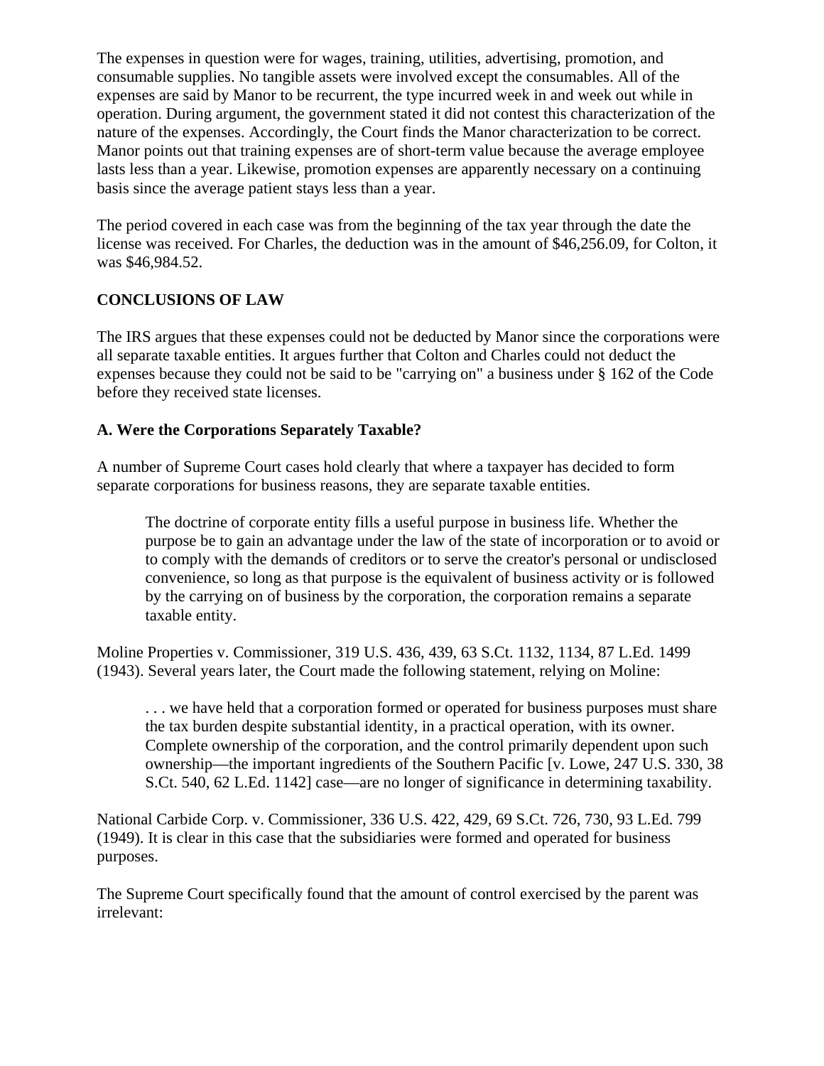The expenses in question were for wages, training, utilities, advertising, promotion, and consumable supplies. No tangible assets were involved except the consumables. All of the expenses are said by Manor to be recurrent, the type incurred week in and week out while in operation. During argument, the government stated it did not contest this characterization of the nature of the expenses. Accordingly, the Court finds the Manor characterization to be correct. Manor points out that training expenses are of short-term value because the average employee lasts less than a year. Likewise, promotion expenses are apparently necessary on a continuing basis since the average patient stays less than a year.

The period covered in each case was from the beginning of the tax year through the date the license was received. For Charles, the deduction was in the amount of $46,256.09, for Colton, it was $46,984.52.

**CONCLUSIONS OF LAW**

The IRS argues that these expenses could not be deducted by Manor since the corporations were all separate taxable entities. It argues further that Colton and Charles could not deduct the expenses because they could not be said to be "carrying on" a business under § 162 of the Code before they received state licenses.

**A. Were the Corporations Separately Taxable?**

A number of Supreme Court cases hold clearly that where a taxpayer has decided to form separate corporations for business reasons, they are separate taxable entities.

> The doctrine of corporate entity fills a useful purpose in business life. Whether the purpose be to gain an advantage under the law of the state of incorporation or to avoid or to comply with the demands of creditors or to serve the creator's personal or undisclosed convenience, so long as that purpose is the equivalent of business activity or is followed by the carrying on of business by the corporation, the corporation remains a separate taxable entity.

Moline Properties v. Commissioner, 319 U.S. 436, 439, 63 S.Ct. 1132, 1134, 87 L.Ed. 1499 (1943). Several years later, the Court made the following statement, relying on Moline:

> . . . we have held that a corporation formed or operated for business purposes must share the tax burden despite substantial identity, in a practical operation, with its owner. Complete ownership of the corporation, and the control primarily dependent upon such ownership—the important ingredients of the Southern Pacific [v. Lowe, 247 U.S. 330, 38 S.Ct. 540, 62 L.Ed. 1142] case—are no longer of significance in determining taxability.

National Carbide Corp. v. Commissioner, 336 U.S. 422, 429, 69 S.Ct. 726, 730, 93 L.Ed. 799 (1949). It is clear in this case that the subsidiaries were formed and operated for business purposes.

The Supreme Court specifically found that the amount of control exercised by the parent was irrelevant: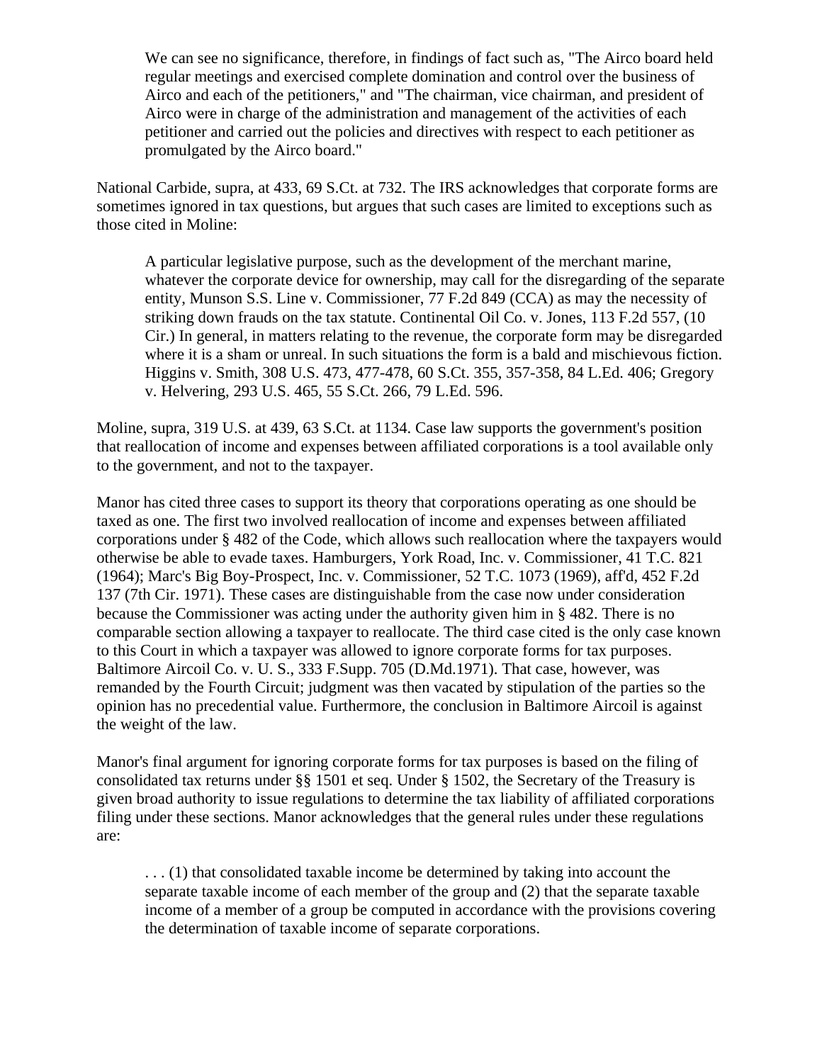> We can see no significance, therefore, in findings of fact such as, "The Airco board held regular meetings and exercised complete domination and control over the business of Airco and each of the petitioners," and "The chairman, vice chairman, and president of Airco were in charge of the administration and management of the activities of each petitioner and carried out the policies and directives with respect to each petitioner as promulgated by the Airco board."

National Carbide, supra, at 433, 69 S.Ct. at 732. The IRS acknowledges that corporate forms are sometimes ignored in tax questions, but argues that such cases are limited to exceptions such as those cited in Moline:

> A particular legislative purpose, such as the development of the merchant marine, whatever the corporate device for ownership, may call for the disregarding of the separate entity, Munson S.S. Line v. Commissioner, 77 F.2d 849 (CCA) as may the necessity of striking down frauds on the tax statute. Continental Oil Co. v. Jones, 113 F.2d 557, (10 Cir.) In general, in matters relating to the revenue, the corporate form may be disregarded where it is a sham or unreal. In such situations the form is a bald and mischievous fiction. Higgins v. Smith, 308 U.S. 473, 477-478, 60 S.Ct. 355, 357-358, 84 L.Ed. 406; Gregory v. Helvering, 293 U.S. 465, 55 S.Ct. 266, 79 L.Ed. 596.

Moline, supra, 319 U.S. at 439, 63 S.Ct. at 1134. Case law supports the government's position that reallocation of income and expenses between affiliated corporations is a tool available only to the government, and not to the taxpayer.

Manor has cited three cases to support its theory that corporations operating as one should be taxed as one. The first two involved reallocation of income and expenses between affiliated corporations under § 482 of the Code, which allows such reallocation where the taxpayers would otherwise be able to evade taxes. Hamburgers, York Road, Inc. v. Commissioner, 41 T.C. 821 (1964); Marc's Big Boy-Prospect, Inc. v. Commissioner, 52 T.C. 1073 (1969), aff'd, 452 F.2d 137 (7th Cir. 1971). These cases are distinguishable from the case now under consideration because the Commissioner was acting under the authority given him in § 482. There is no comparable section allowing a taxpayer to reallocate. The third case cited is the only case known to this Court in which a taxpayer was allowed to ignore corporate forms for tax purposes. Baltimore Aircoil Co. v. U. S., 333 F.Supp. 705 (D.Md.1971). That case, however, was remanded by the Fourth Circuit; judgment was then vacated by stipulation of the parties so the opinion has no precedential value. Furthermore, the conclusion in Baltimore Aircoil is against the weight of the law.

Manor's final argument for ignoring corporate forms for tax purposes is based on the filing of consolidated tax returns under §§ 1501 et seq. Under § 1502, the Secretary of the Treasury is given broad authority to issue regulations to determine the tax liability of affiliated corporations filing under these sections. Manor acknowledges that the general rules under these regulations are:

> . . . (1) that consolidated taxable income be determined by taking into account the separate taxable income of each member of the group and (2) that the separate taxable income of a member of a group be computed in accordance with the provisions covering the determination of taxable income of separate corporations.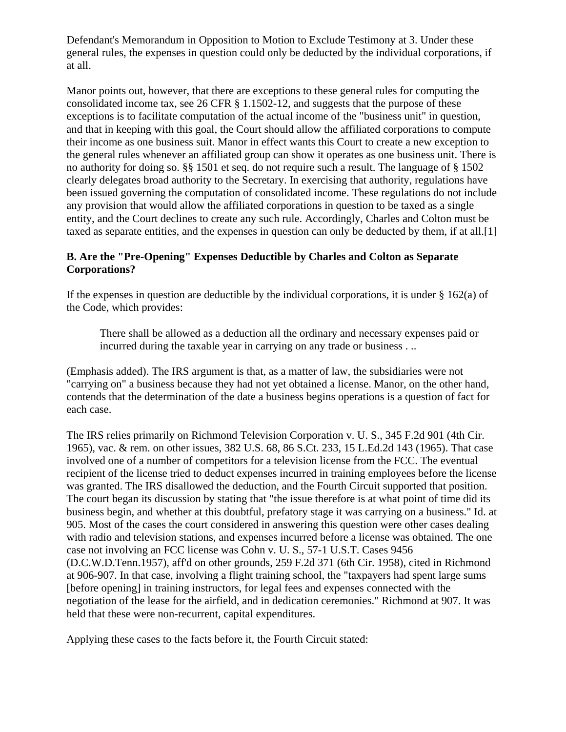Defendant's Memorandum in Opposition to Motion to Exclude Testimony at 3. Under these general rules, the expenses in question could only be deducted by the individual corporations, if at all.

Manor points out, however, that there are exceptions to these general rules for computing the consolidated income tax, see 26 CFR § 1.1502-12, and suggests that the purpose of these exceptions is to facilitate computation of the actual income of the "business unit" in question, and that in keeping with this goal, the Court should allow the affiliated corporations to compute their income as one business suit. Manor in effect wants this Court to create a new exception to the general rules whenever an affiliated group can show it operates as one business unit. There is no authority for doing so. §§ 1501 et seq. do not require such a result. The language of § 1502 clearly delegates broad authority to the Secretary. In exercising that authority, regulations have been issued governing the computation of consolidated income. These regulations do not include any provision that would allow the affiliated corporations in question to be taxed as a single entity, and the Court declines to create any such rule. Accordingly, Charles and Colton must be taxed as separate entities, and the expenses in question can only be deducted by them, if at all.[1]

### B. Are the "Pre-Opening" Expenses Deductible by Charles and Colton as Separate Corporations?

If the expenses in question are deductible by the individual corporations, it is under § 162(a) of the Code, which provides:

> There shall be allowed as a deduction all the ordinary and necessary expenses paid or incurred during the taxable year in carrying on any trade or business . ..

(Emphasis added). The IRS argument is that, as a matter of law, the subsidiaries were not "carrying on" a business because they had not yet obtained a license. Manor, on the other hand, contends that the determination of the date a business begins operations is a question of fact for each case.

The IRS relies primarily on Richmond Television Corporation v. U. S., 345 F.2d 901 (4th Cir. 1965), vac. & rem. on other issues, 382 U.S. 68, 86 S.Ct. 233, 15 L.Ed.2d 143 (1965). That case involved one of a number of competitors for a television license from the FCC. The eventual recipient of the license tried to deduct expenses incurred in training employees before the license was granted. The IRS disallowed the deduction, and the Fourth Circuit supported that position. The court began its discussion by stating that "the issue therefore is at what point of time did its business begin, and whether at this doubtful, prefatory stage it was carrying on a business." Id. at 905. Most of the cases the court considered in answering this question were other cases dealing with radio and television stations, and expenses incurred before a license was obtained. The one case not involving an FCC license was Cohn v. U. S., 57-1 U.S.T. Cases 9456 (D.C.W.D.Tenn.1957), aff'd on other grounds, 259 F.2d 371 (6th Cir. 1958), cited in Richmond at 906-907. In that case, involving a flight training school, the "taxpayers had spent large sums [before opening] in training instructors, for legal fees and expenses connected with the negotiation of the lease for the airfield, and in dedication ceremonies." Richmond at 907. It was held that these were non-recurrent, capital expenditures.

Applying these cases to the facts before it, the Fourth Circuit stated: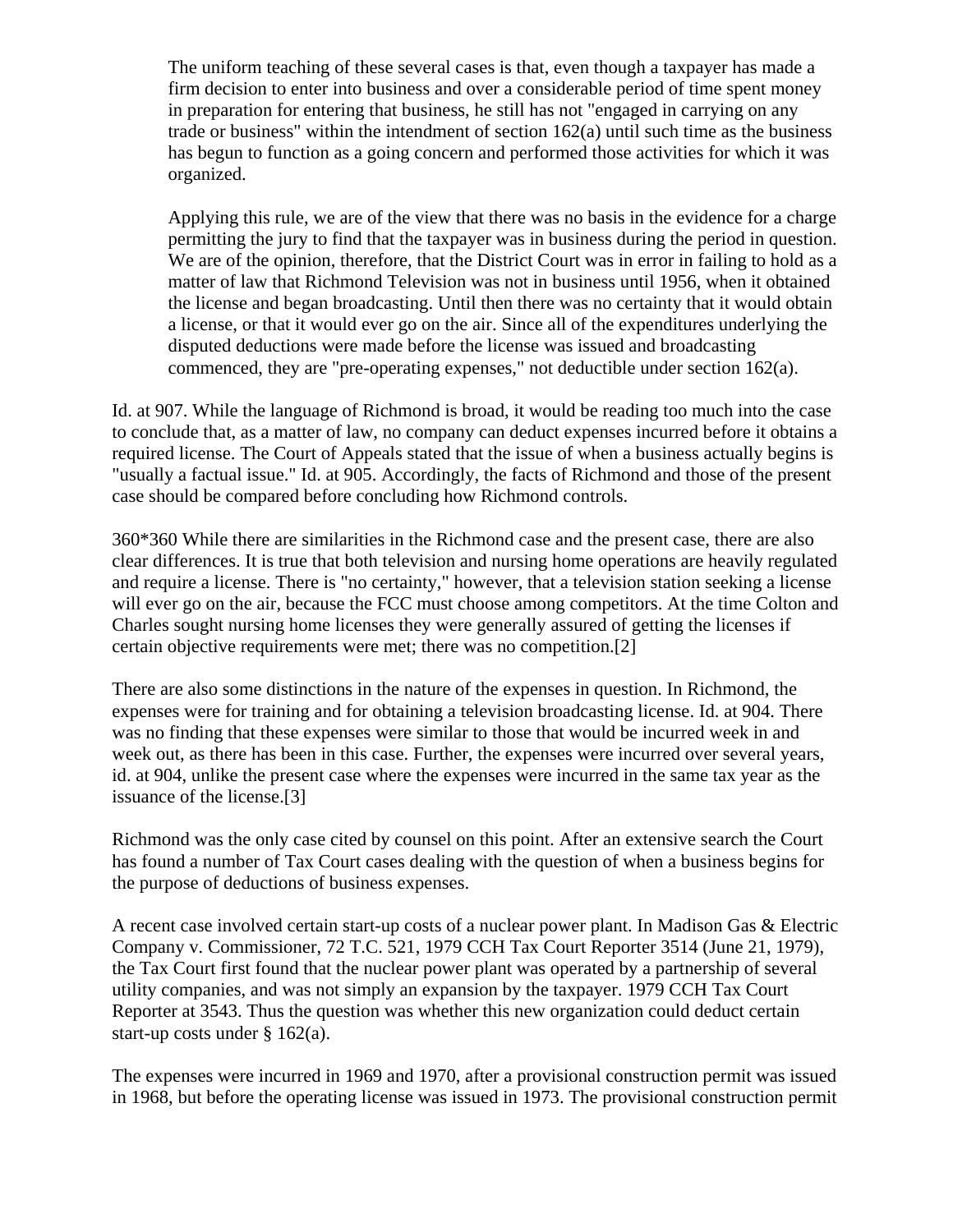> The uniform teaching of these several cases is that, even though a taxpayer has made a firm decision to enter into business and over a considerable period of time spent money in preparation for entering that business, he still has not "engaged in carrying on any trade or business" within the intendment of section 162(a) until such time as the business has begun to function as a going concern and performed those activities for which it was organized.
>
> Applying this rule, we are of the view that there was no basis in the evidence for a charge permitting the jury to find that the taxpayer was in business during the period in question. We are of the opinion, therefore, that the District Court was in error in failing to hold as a matter of law that Richmond Television was not in business until 1956, when it obtained the license and began broadcasting. Until then there was no certainty that it would obtain a license, or that it would ever go on the air. Since all of the expenditures underlying the disputed deductions were made before the license was issued and broadcasting commenced, they are "pre-operating expenses," not deductible under section 162(a).

Id. at 907. While the language of Richmond is broad, it would be reading too much into the case to conclude that, as a matter of law, no company can deduct expenses incurred before it obtains a required license. The Court of Appeals stated that the issue of when a business actually begins is "usually a factual issue." Id. at 905. Accordingly, the facts of Richmond and those of the present case should be compared before concluding how Richmond controls.

360*360 While there are similarities in the Richmond case and the present case, there are also clear differences. It is true that both television and nursing home operations are heavily regulated and require a license. There is "no certainty," however, that a television station seeking a license will ever go on the air, because the FCC must choose among competitors. At the time Colton and Charles sought nursing home licenses they were generally assured of getting the licenses if certain objective requirements were met; there was no competition.[2]

There are also some distinctions in the nature of the expenses in question. In Richmond, the expenses were for training and for obtaining a television broadcasting license. Id. at 904. There was no finding that these expenses were similar to those that would be incurred week in and week out, as there has been in this case. Further, the expenses were incurred over several years, id. at 904, unlike the present case where the expenses were incurred in the same tax year as the issuance of the license.[3]

Richmond was the only case cited by counsel on this point. After an extensive search the Court has found a number of Tax Court cases dealing with the question of when a business begins for the purpose of deductions of business expenses.

A recent case involved certain start-up costs of a nuclear power plant. In Madison Gas & Electric Company v. Commissioner, 72 T.C. 521, 1979 CCH Tax Court Reporter 3514 (June 21, 1979), the Tax Court first found that the nuclear power plant was operated by a partnership of several utility companies, and was not simply an expansion by the taxpayer. 1979 CCH Tax Court Reporter at 3543. Thus the question was whether this new organization could deduct certain start-up costs under § 162(a).

The expenses were incurred in 1969 and 1970, after a provisional construction permit was issued in 1968, but before the operating license was issued in 1973. The provisional construction permit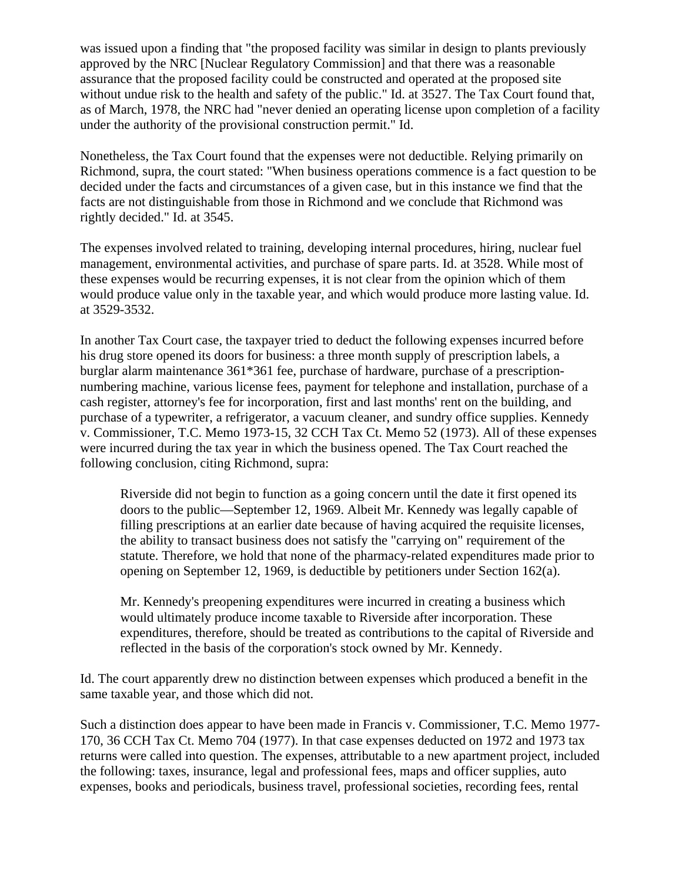was issued upon a finding that "the proposed facility was similar in design to plants previously approved by the NRC [Nuclear Regulatory Commission] and that there was a reasonable assurance that the proposed facility could be constructed and operated at the proposed site without undue risk to the health and safety of the public." Id. at 3527. The Tax Court found that, as of March, 1978, the NRC had "never denied an operating license upon completion of a facility under the authority of the provisional construction permit." Id.

Nonetheless, the Tax Court found that the expenses were not deductible. Relying primarily on Richmond, supra, the court stated: "When business operations commence is a fact question to be decided under the facts and circumstances of a given case, but in this instance we find that the facts are not distinguishable from those in Richmond and we conclude that Richmond was rightly decided." Id. at 3545.

The expenses involved related to training, developing internal procedures, hiring, nuclear fuel management, environmental activities, and purchase of spare parts. Id. at 3528. While most of these expenses would be recurring expenses, it is not clear from the opinion which of them would produce value only in the taxable year, and which would produce more lasting value. Id. at 3529-3532.

In another Tax Court case, the taxpayer tried to deduct the following expenses incurred before his drug store opened its doors for business: a three month supply of prescription labels, a burglar alarm maintenance 361*361 fee, purchase of hardware, purchase of a prescription-numbering machine, various license fees, payment for telephone and installation, purchase of a cash register, attorney's fee for incorporation, first and last months' rent on the building, and purchase of a typewriter, a refrigerator, a vacuum cleaner, and sundry office supplies. Kennedy v. Commissioner, T.C. Memo 1973-15, 32 CCH Tax Ct. Memo 52 (1973). All of these expenses were incurred during the tax year in which the business opened. The Tax Court reached the following conclusion, citing Richmond, supra:

> Riverside did not begin to function as a going concern until the date it first opened its doors to the public—September 12, 1969. Albeit Mr. Kennedy was legally capable of filling prescriptions at an earlier date because of having acquired the requisite licenses, the ability to transact business does not satisfy the "carrying on" requirement of the statute. Therefore, we hold that none of the pharmacy-related expenditures made prior to opening on September 12, 1969, is deductible by petitioners under Section 162(a).
>
> Mr. Kennedy's preopening expenditures were incurred in creating a business which would ultimately produce income taxable to Riverside after incorporation. These expenditures, therefore, should be treated as contributions to the capital of Riverside and reflected in the basis of the corporation's stock owned by Mr. Kennedy.

Id. The court apparently drew no distinction between expenses which produced a benefit in the same taxable year, and those which did not.

Such a distinction does appear to have been made in Francis v. Commissioner, T.C. Memo 1977-170, 36 CCH Tax Ct. Memo 704 (1977). In that case expenses deducted on 1972 and 1973 tax returns were called into question. The expenses, attributable to a new apartment project, included the following: taxes, insurance, legal and professional fees, maps and officer supplies, auto expenses, books and periodicals, business travel, professional societies, recording fees, rental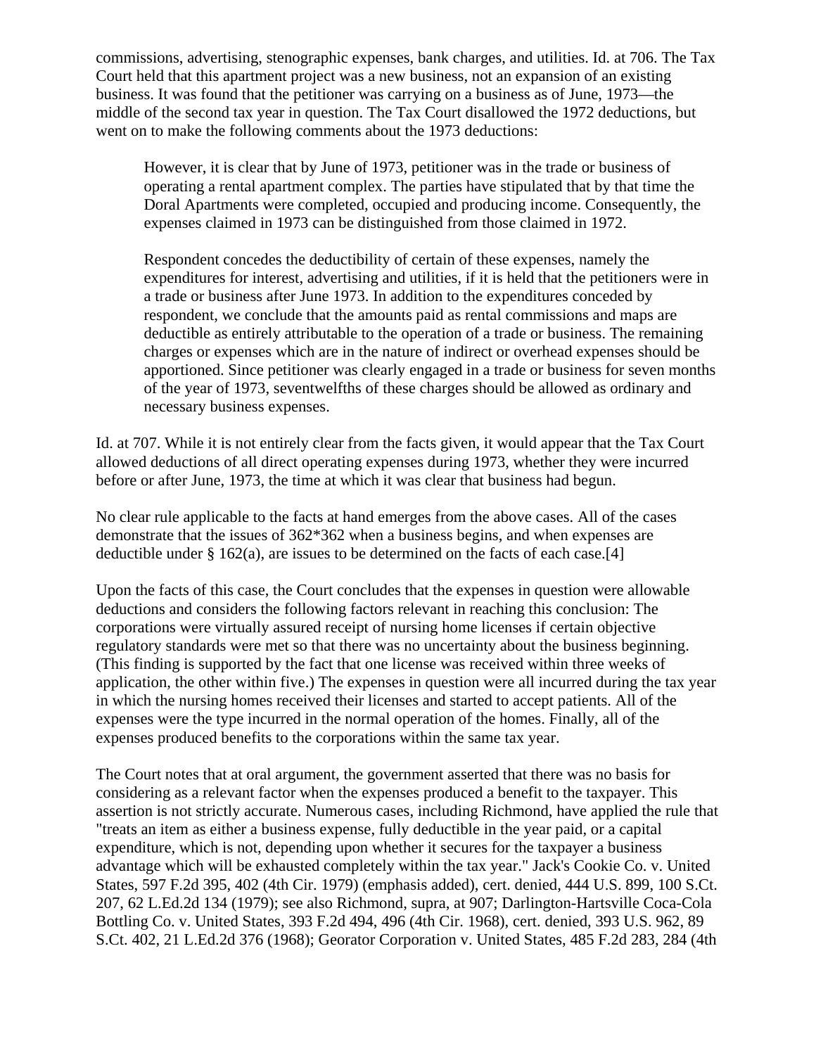commissions, advertising, stenographic expenses, bank charges, and utilities. Id. at 706. The Tax Court held that this apartment project was a new business, not an expansion of an existing business. It was found that the petitioner was carrying on a business as of June, 1973—the middle of the second tax year in question. The Tax Court disallowed the 1972 deductions, but went on to make the following comments about the 1973 deductions:

> However, it is clear that by June of 1973, petitioner was in the trade or business of operating a rental apartment complex. The parties have stipulated that by that time the Doral Apartments were completed, occupied and producing income. Consequently, the expenses claimed in 1973 can be distinguished from those claimed in 1972.
>
> Respondent concedes the deductibility of certain of these expenses, namely the expenditures for interest, advertising and utilities, if it is held that the petitioners were in a trade or business after June 1973. In addition to the expenditures conceded by respondent, we conclude that the amounts paid as rental commissions and maps are deductible as entirely attributable to the operation of a trade or business. The remaining charges or expenses which are in the nature of indirect or overhead expenses should be apportioned. Since petitioner was clearly engaged in a trade or business for seven months of the year of 1973, seventwelfths of these charges should be allowed as ordinary and necessary business expenses.

Id. at 707. While it is not entirely clear from the facts given, it would appear that the Tax Court allowed deductions of all direct operating expenses during 1973, whether they were incurred before or after June, 1973, the time at which it was clear that business had begun.

No clear rule applicable to the facts at hand emerges from the above cases. All of the cases demonstrate that the issues of 362*362 when a business begins, and when expenses are deductible under § 162(a), are issues to be determined on the facts of each case.[4]

Upon the facts of this case, the Court concludes that the expenses in question were allowable deductions and considers the following factors relevant in reaching this conclusion: The corporations were virtually assured receipt of nursing home licenses if certain objective regulatory standards were met so that there was no uncertainty about the business beginning. (This finding is supported by the fact that one license was received within three weeks of application, the other within five.) The expenses in question were all incurred during the tax year in which the nursing homes received their licenses and started to accept patients. All of the expenses were the type incurred in the normal operation of the homes. Finally, all of the expenses produced benefits to the corporations within the same tax year.

The Court notes that at oral argument, the government asserted that there was no basis for considering as a relevant factor when the expenses produced a benefit to the taxpayer. This assertion is not strictly accurate. Numerous cases, including Richmond, have applied the rule that "treats an item as either a business expense, fully deductible in the year paid, or a capital expenditure, which is not, depending upon whether it secures for the taxpayer a business advantage which will be exhausted completely within the tax year." Jack's Cookie Co. v. United States, 597 F.2d 395, 402 (4th Cir. 1979) (emphasis added), cert. denied, 444 U.S. 899, 100 S.Ct. 207, 62 L.Ed.2d 134 (1979); see also Richmond, supra, at 907; Darlington-Hartsville Coca-Cola Bottling Co. v. United States, 393 F.2d 494, 496 (4th Cir. 1968), cert. denied, 393 U.S. 962, 89 S.Ct. 402, 21 L.Ed.2d 376 (1968); Georator Corporation v. United States, 485 F.2d 283, 284 (4th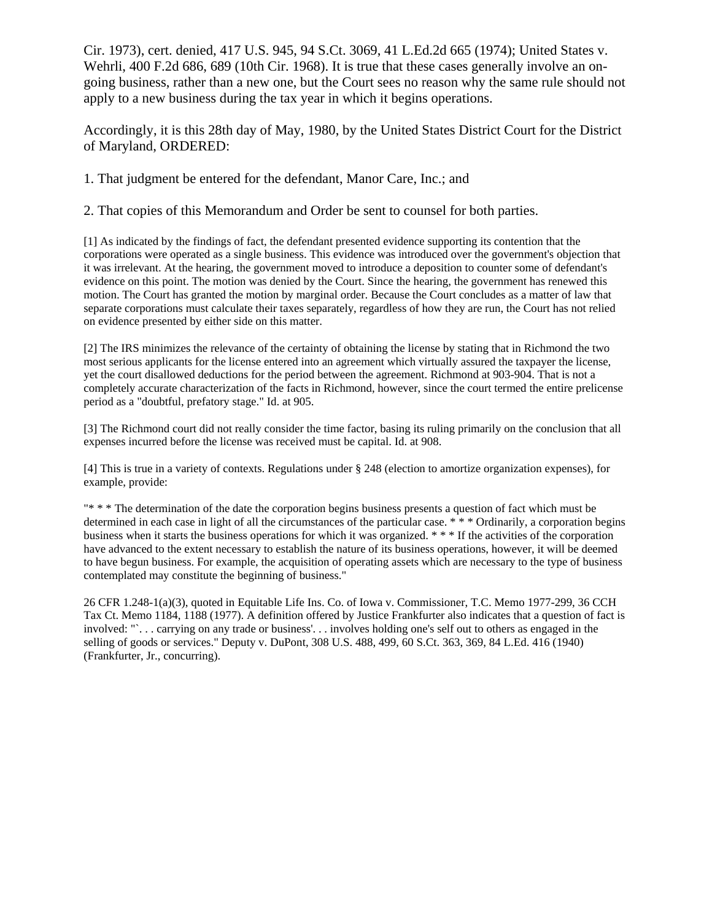Cir. 1973), cert. denied, 417 U.S. 945, 94 S.Ct. 3069, 41 L.Ed.2d 665 (1974); United States v. Wehrli, 400 F.2d 686, 689 (10th Cir. 1968). It is true that these cases generally involve an on-going business, rather than a new one, but the Court sees no reason why the same rule should not apply to a new business during the tax year in which it begins operations.

Accordingly, it is this 28th day of May, 1980, by the United States District Court for the District of Maryland, ORDERED:

1. That judgment be entered for the defendant, Manor Care, Inc.; and

2. That copies of this Memorandum and Order be sent to counsel for both parties.

[1] As indicated by the findings of fact, the defendant presented evidence supporting its contention that the corporations were operated as a single business. This evidence was introduced over the government's objection that it was irrelevant. At the hearing, the government moved to introduce a deposition to counter some of defendant's evidence on this point. The motion was denied by the Court. Since the hearing, the government has renewed this motion. The Court has granted the motion by marginal order. Because the Court concludes as a matter of law that separate corporations must calculate their taxes separately, regardless of how they are run, the Court has not relied on evidence presented by either side on this matter.

[2] The IRS minimizes the relevance of the certainty of obtaining the license by stating that in Richmond the two most serious applicants for the license entered into an agreement which virtually assured the taxpayer the license, yet the court disallowed deductions for the period between the agreement. Richmond at 903-904. That is not a completely accurate characterization of the facts in Richmond, however, since the court termed the entire prelicense period as a "doubtful, prefatory stage." Id. at 905.

[3] The Richmond court did not really consider the time factor, basing its ruling primarily on the conclusion that all expenses incurred before the license was received must be capital. Id. at 908.

[4] This is true in a variety of contexts. Regulations under § 248 (election to amortize organization expenses), for example, provide:

"* * * The determination of the date the corporation begins business presents a question of fact which must be determined in each case in light of all the circumstances of the particular case. * * * Ordinarily, a corporation begins business when it starts the business operations for which it was organized. * * * If the activities of the corporation have advanced to the extent necessary to establish the nature of its business operations, however, it will be deemed to have begun business. For example, the acquisition of operating assets which are necessary to the type of business contemplated may constitute the beginning of business."

26 CFR 1.248-1(a)(3), quoted in Equitable Life Ins. Co. of Iowa v. Commissioner, T.C. Memo 1977-299, 36 CCH Tax Ct. Memo 1184, 1188 (1977). A definition offered by Justice Frankfurter also indicates that a question of fact is involved: "`. . . carrying on any trade or business'. . . involves holding one's self out to others as engaged in the selling of goods or services." Deputy v. DuPont, 308 U.S. 488, 499, 60 S.Ct. 363, 369, 84 L.Ed. 416 (1940) (Frankfurter, Jr., concurring).